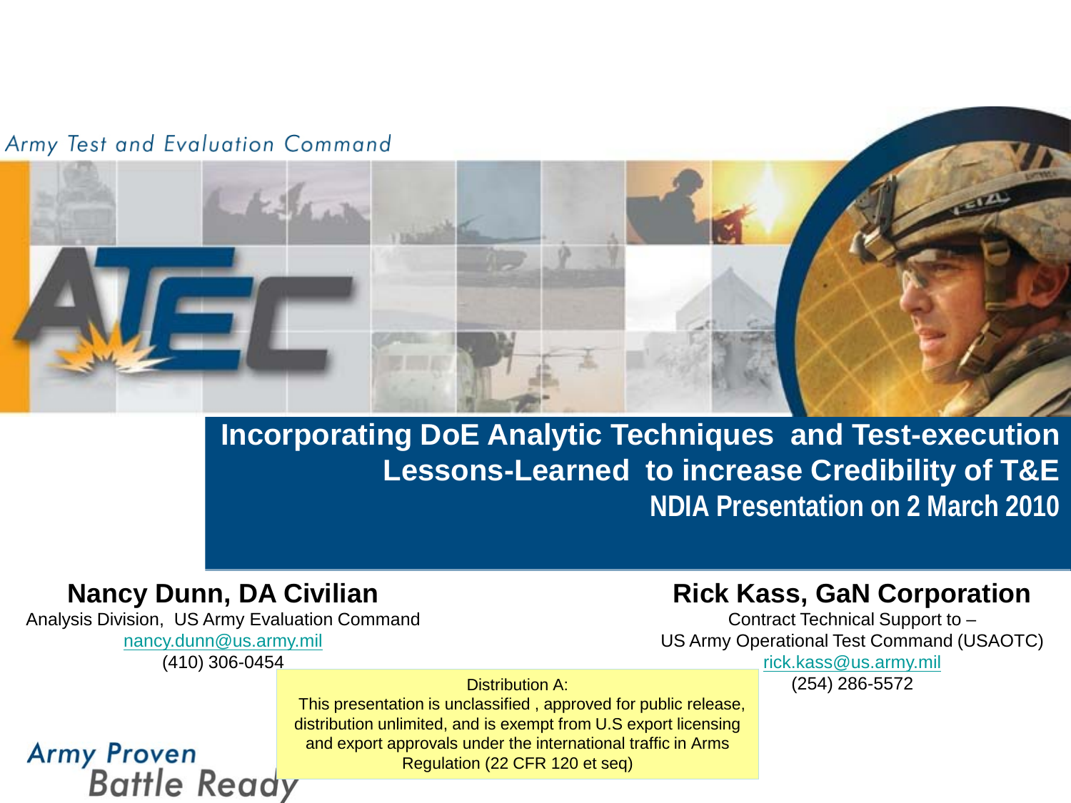Army Test and Evaluation Command

# Incorporating DoE Analytic Techniques and Test-execution Lessons-Learned to increase Credibility of T&E

## NDIA Presentation on 2 March 2010

**Nancy Dunn, DA Civilian**
Analysis Division, US Army Evaluation Command
nancy.dunn@us.army.mil
(410) 306-0454

**Rick Kass, GaN Corporation**
Contract Technical Support to –
US Army Operational Test Command (USAOTC)
rick.kass@us.army.mil
(254) 286-5572

Distribution A:
This presentation is unclassified , approved for public release, distribution unlimited, and is exempt from U.S export licensing and export approvals under the international traffic in Arms Regulation (22 CFR 120 et seq)

Army Proven
Battle Ready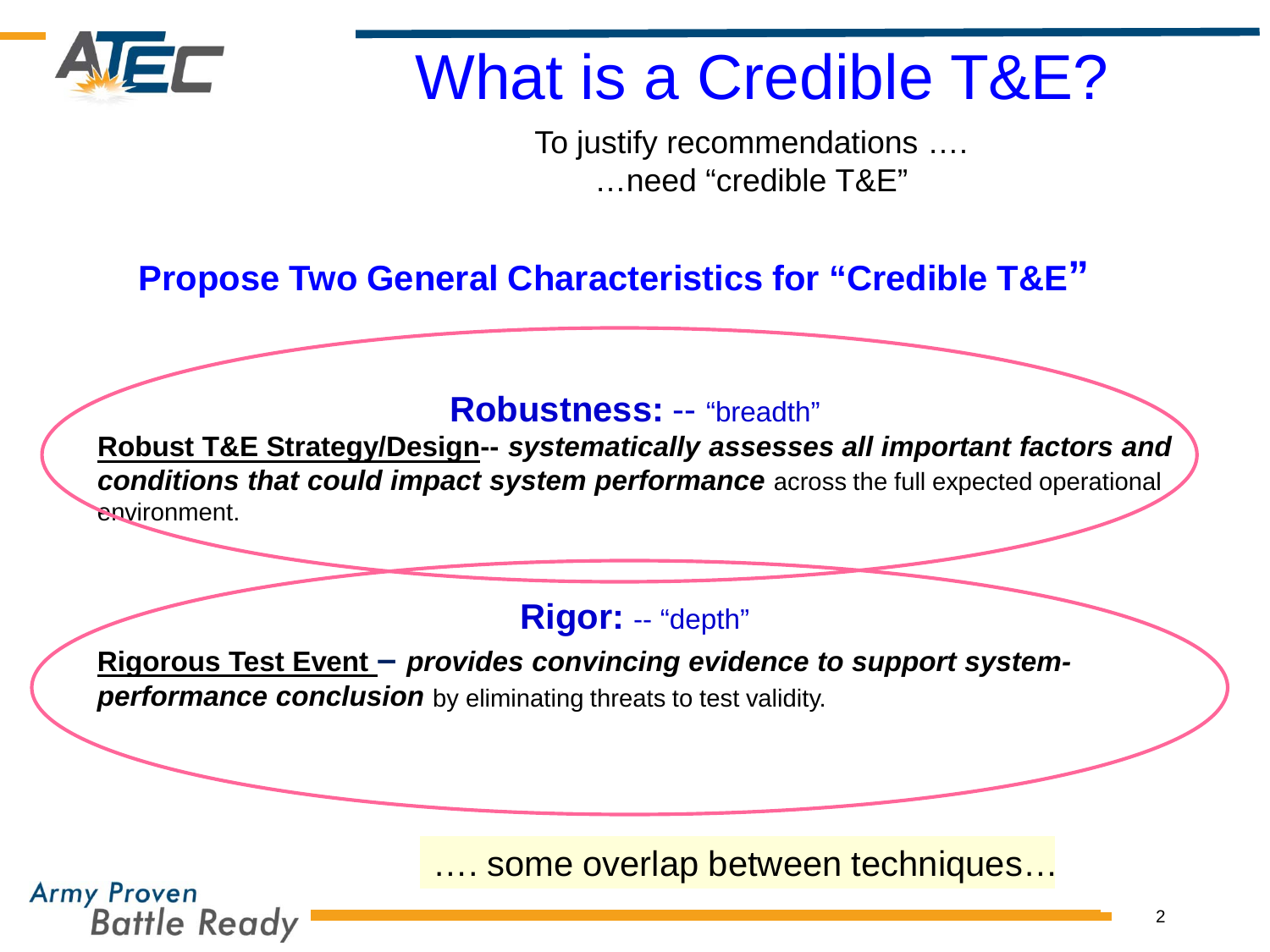# What is a Credible T&E?

To justify recommendations ….
…need "credible T&E"

## Propose Two General Characteristics for "Credible T&E"

### Robustness: -- "breadth"

**Robust T&E Strategy/Design--** ***systematically assesses all important factors and conditions that could impact system performance*** across the full expected operational environment.

### Rigor: -- "depth"

**Rigorous Test Event –** ***provides convincing evidence to support system-performance conclusion*** by eliminating threats to test validity.

…. some overlap between techniques…

Army Proven
Battle Ready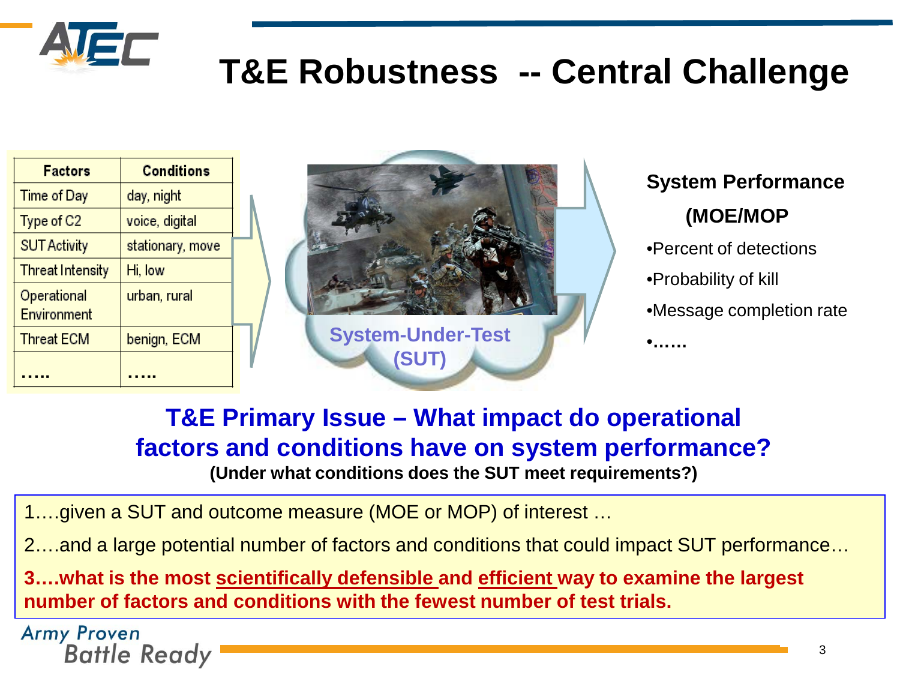# T&E Robustness -- Central Challenge

| Factors | Conditions |
| --- | --- |
| Time of Day | day, night |
| Type of C2 | voice, digital |
| SUT Activity | stationary, move |
| Threat Intensity | Hi, low |
| Operational Environment | urban, rural |
| Threat ECM | benign, ECM |
| ….. | ….. |

System-Under-Test (SUT)

**System Performance**

**(MOE/MOP**

- Percent of detections
- Probability of kill
- Message completion rate
- **……**

## T&E Primary Issue – What impact do operational factors and conditions have on system performance?

**(Under what conditions does the SUT meet requirements?)**

1….given a SUT and outcome measure (MOE or MOP) of interest …

2….and a large potential number of factors and conditions that could impact SUT performance…

**3….what is the most scientifically defensible and efficient way to examine the largest number of factors and conditions with the fewest number of test trials.**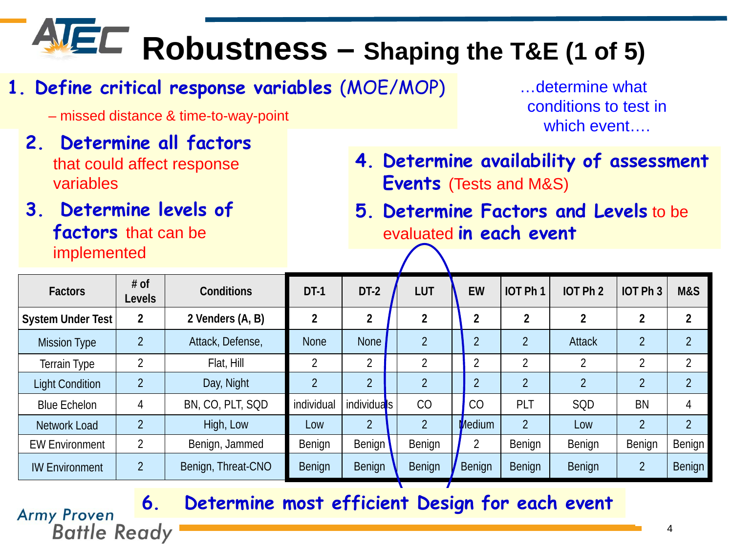# Robustness – Shaping the T&E (1 of 5)

1. **Define critical response variables** (MOE/MOP)
   – missed distance & time-to-way-point
2. **Determine all factors** that could affect response variables
3. **Determine levels of factors** that can be implemented

…determine what conditions to test in which event….

4. **Determine availability of assessment Events** (Tests and M&S)
5. **Determine Factors and Levels** to be evaluated **in each event**

| Factors | # of Levels | Conditions | DT-1 | DT-2 | LUT | EW | IOT Ph 1 | IOT Ph 2 | IOT Ph 3 | M&S |
|---|---|---|---|---|---|---|---|---|---|---|
| **System Under Test** | **2** | **2 Venders (A, B)** | **2** | **2** | **2** | **2** | **2** | **2** | **2** | **2** |
| Mission Type | 2 | Attack, Defense, | None | None | 2 | 2 | 2 | Attack | 2 | 2 |
| Terrain Type | 2 | Flat, Hill | 2 | 2 | 2 | 2 | 2 | 2 | 2 | 2 |
| Light Condition | 2 | Day, Night | 2 | 2 | 2 | 2 | 2 | 2 | 2 | 2 |
| Blue Echelon | 4 | BN, CO, PLT, SQD | individual | individuals | CO | CO | PLT | SQD | BN | 4 |
| Network Load | 2 | High, Low | Low | 2 | 2 | Medium | 2 | Low | 2 | 2 |
| EW Environment | 2 | Benign, Jammed | Benign | Benign | Benign | 2 | Benign | Benign | Benign | Benign |
| IW Environment | 2 | Benign, Threat-CNO | Benign | Benign | Benign | Benign | Benign | Benign | 2 | Benign |

6. **Determine most efficient Design for each event**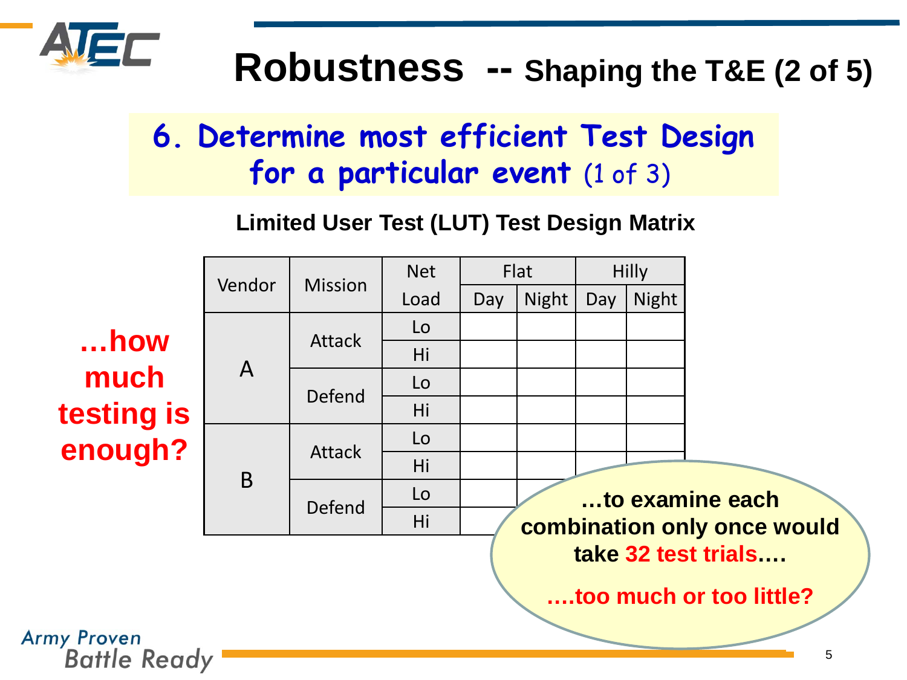# Robustness -- Shaping the T&E (2 of 5)

## 6. Determine most efficient Test Design for a particular event (1 of 3)

**Limited User Test (LUT) Test Design Matrix**

| Vendor | Mission | Net Load | Flat Day | Flat Night | Hilly Day | Hilly Night |
|---|---|---|---|---|---|---|
| A | Attack | Lo | | | | |
| | | Hi | | | | |
| | Defend | Lo | | | | |
| | | Hi | | | | |
| B | Attack | Lo | | | | |
| | | Hi | | | | |
| | Defend | Lo | | | | |
| | | Hi | | | | |

**…how much testing is enough?**

**…to examine each combination only once would take 32 test trials….**

**….too much or too little?**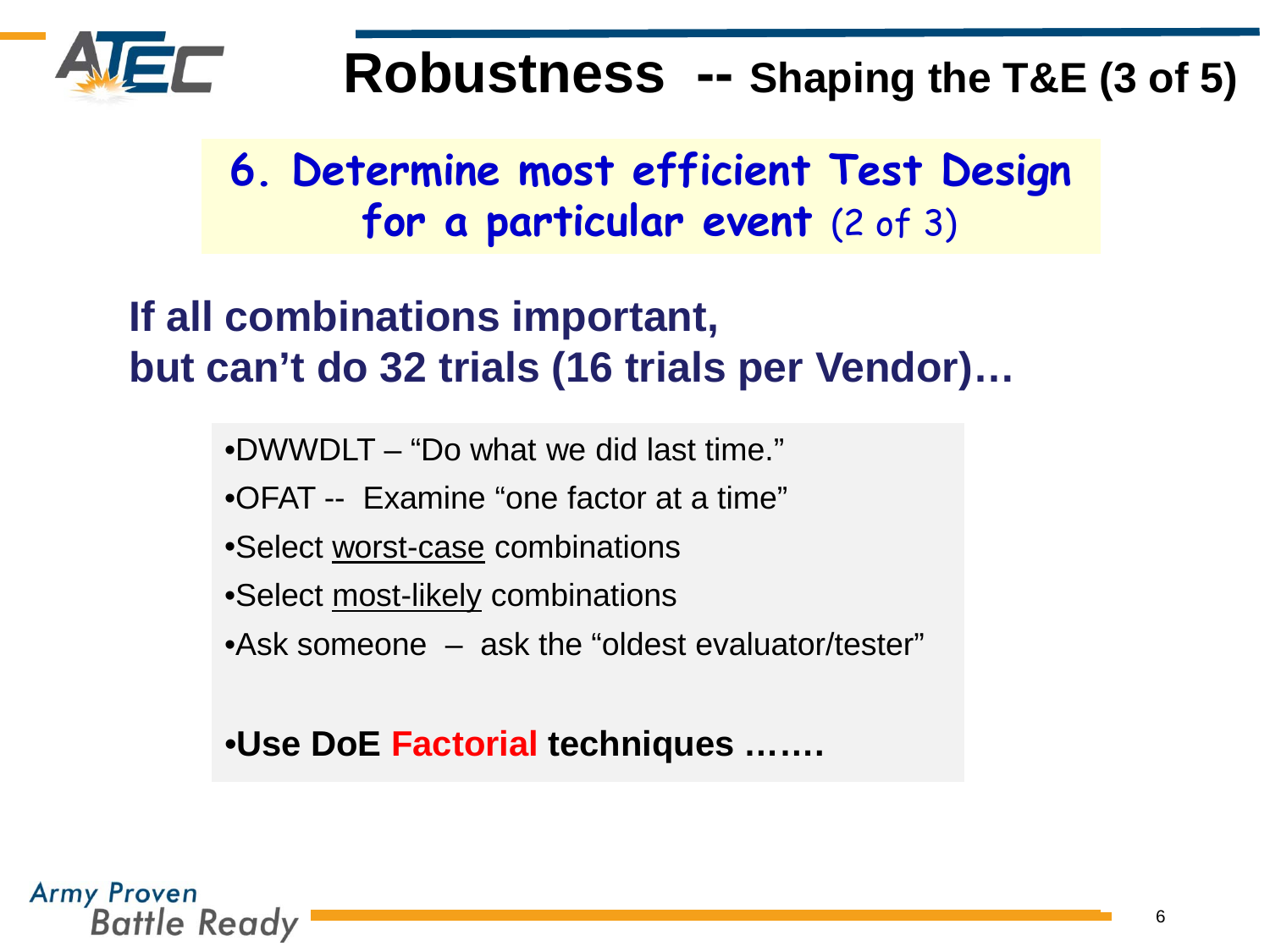# Robustness -- Shaping the T&E (3 of 5)

## 6. Determine most efficient Test Design for a particular event (2 of 3)

**If all combinations important,**
**but can't do 32 trials (16 trials per Vendor)…**

- DWWDLT – "Do what we did last time."
- OFAT -- Examine "one factor at a time"
- Select worst-case combinations
- Select most-likely combinations
- Ask someone – ask the "oldest evaluator/tester"

- **Use DoE Factorial techniques …….**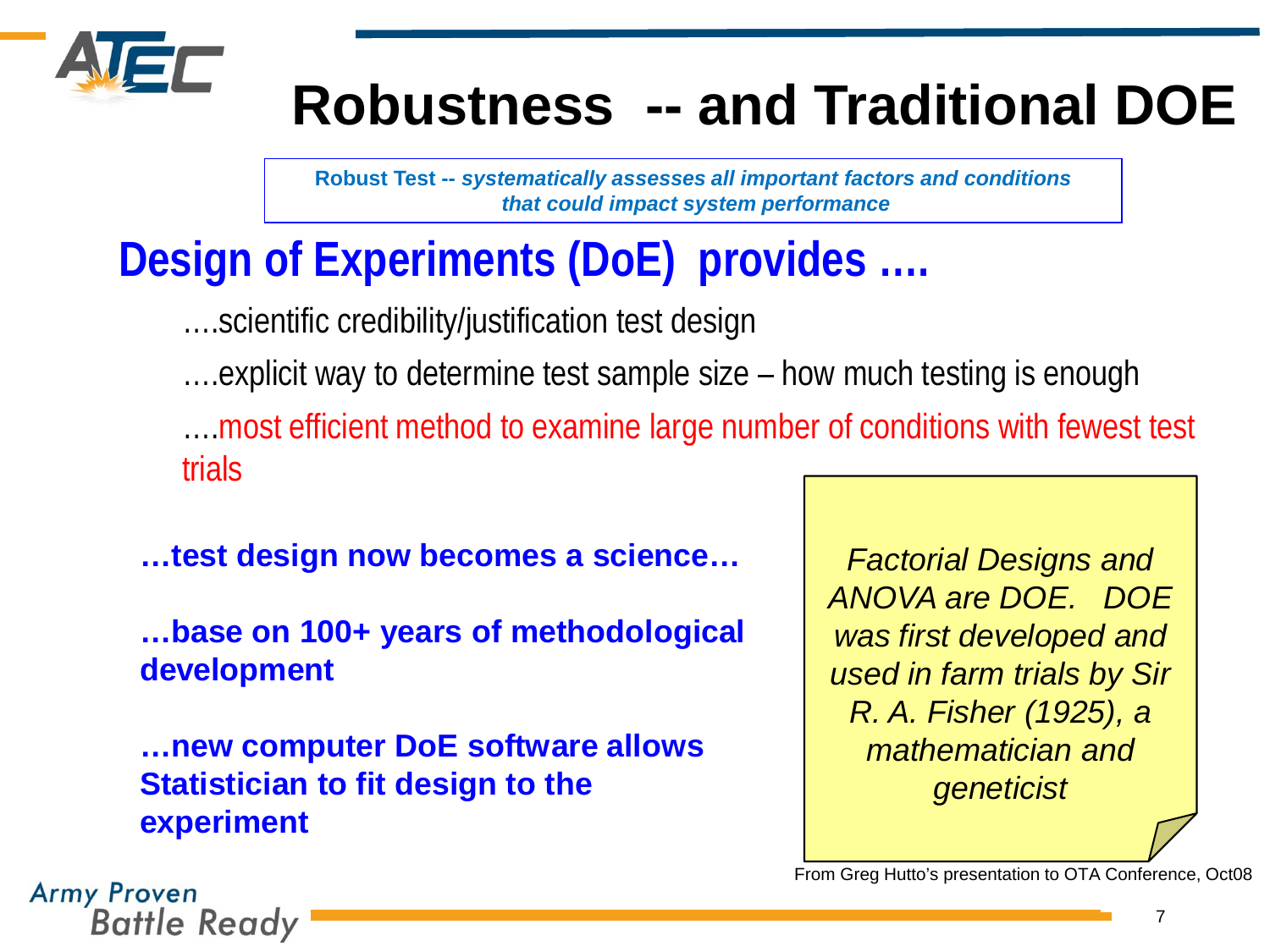# Robustness -- and Traditional DOE

**Robust Test --** ***systematically assesses all important factors and conditions that could impact system performance***

## Design of Experiments (DoE) provides ....

....scientific credibility/justification test design

....explicit way to determine test sample size – how much testing is enough

....most efficient method to examine large number of conditions with fewest test trials

**...test design now becomes a science...**

**...base on 100+ years of methodological development**

**...new computer DoE software allows Statistician to fit design to the experiment**

*Factorial Designs and ANOVA are DOE. DOE was first developed and used in farm trials by Sir R. A. Fisher (1925), a mathematician and geneticist*

From Greg Hutto's presentation to OTA Conference, Oct08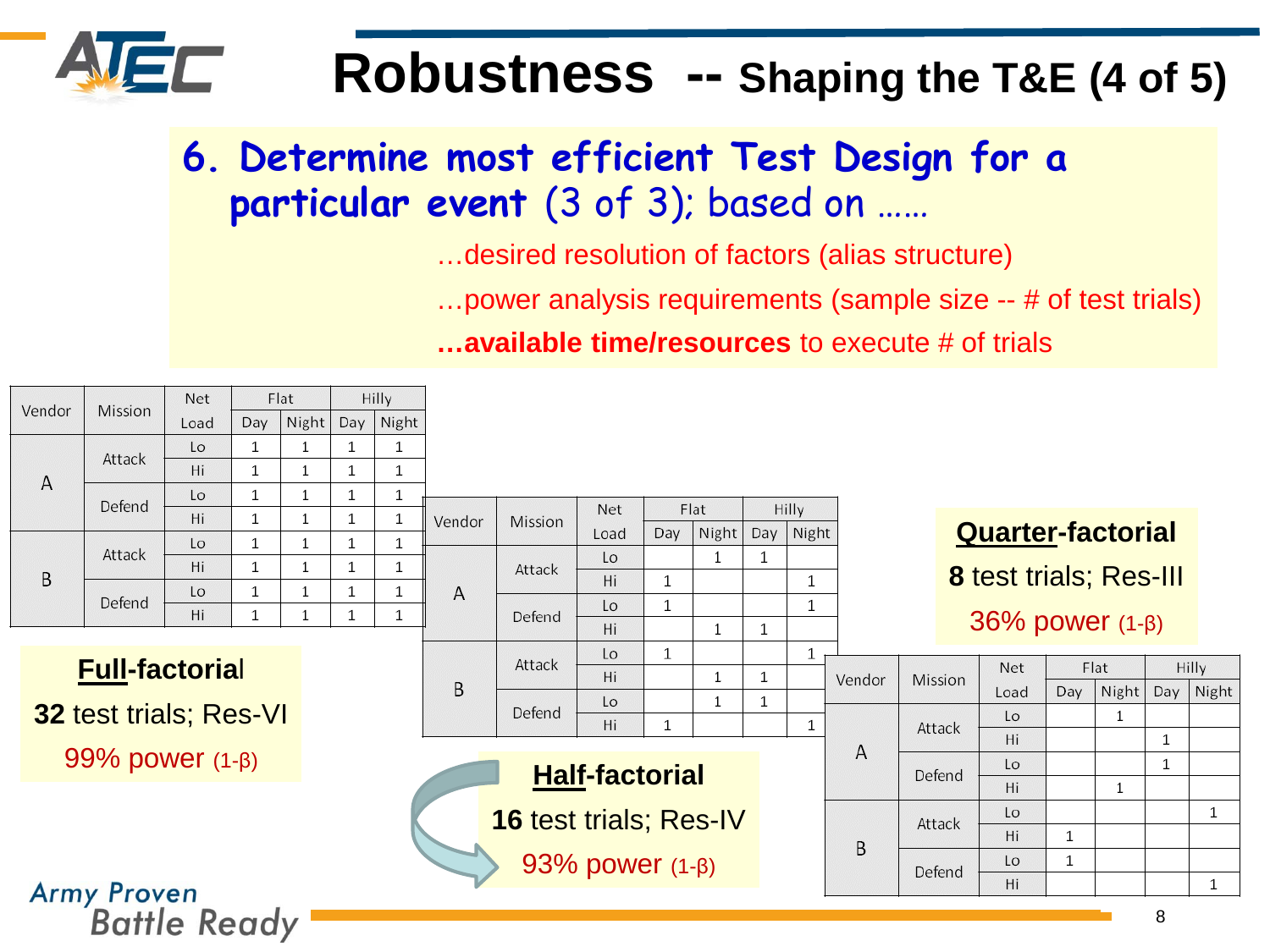# Robustness -- Shaping the T&E (4 of 5)

## 6. Determine most efficient Test Design for a particular event (3 of 3); based on ……

…desired resolution of factors (alias structure)

…power analysis requirements (sample size -- # of test trials)

**…available time/resources** to execute # of trials

| Vendor | Mission | Net Load | Flat | | Hilly | |
|---|---|---|---|---|---|---|
| | | | Day | Night | Day | Night |
| A | Attack | Lo | 1 | 1 | 1 | 1 |
| | | Hi | 1 | 1 | 1 | 1 |
| | Defend | Lo | 1 | 1 | 1 | 1 |
| | | Hi | 1 | 1 | 1 | 1 |
| B | Attack | Lo | 1 | 1 | 1 | 1 |
| | | Hi | 1 | 1 | 1 | 1 |
| | Defend | Lo | 1 | 1 | 1 | 1 |
| | | Hi | 1 | 1 | 1 | 1 |

**Full-factorial**

**32** test trials; Res-VI

99% power (1-β)

| Vendor | Mission | Net Load | Flat | | Hilly | |
|---|---|---|---|---|---|---|
| | | | Day | Night | Day | Night |
| A | Attack | Lo | | 1 | 1 | |
| | | Hi | 1 | | | 1 |
| | Defend | Lo | 1 | | | 1 |
| | | Hi | | 1 | 1 | |
| B | Attack | Lo | 1 | | | 1 |
| | | Hi | | 1 | 1 | |
| | Defend | Lo | | 1 | 1 | |
| | | Hi | 1 | | | 1 |

**Half-factorial**

**16** test trials; Res-IV

93% power (1-β)

| Vendor | Mission | Net Load | Flat | | Hilly | |
|---|---|---|---|---|---|---|
| | | | Day | Night | Day | Night |
| A | Attack | Lo | | 1 | | |
| | | Hi | | | 1 | |
| | Defend | Lo | | | 1 | |
| | | Hi | | 1 | | |
| B | Attack | Lo | | | | 1 |
| | | Hi | 1 | | | |
| | Defend | Lo | 1 | | | |
| | | Hi | | | | 1 |

**Quarter-factorial**

**8** test trials; Res-III

36% power (1-β)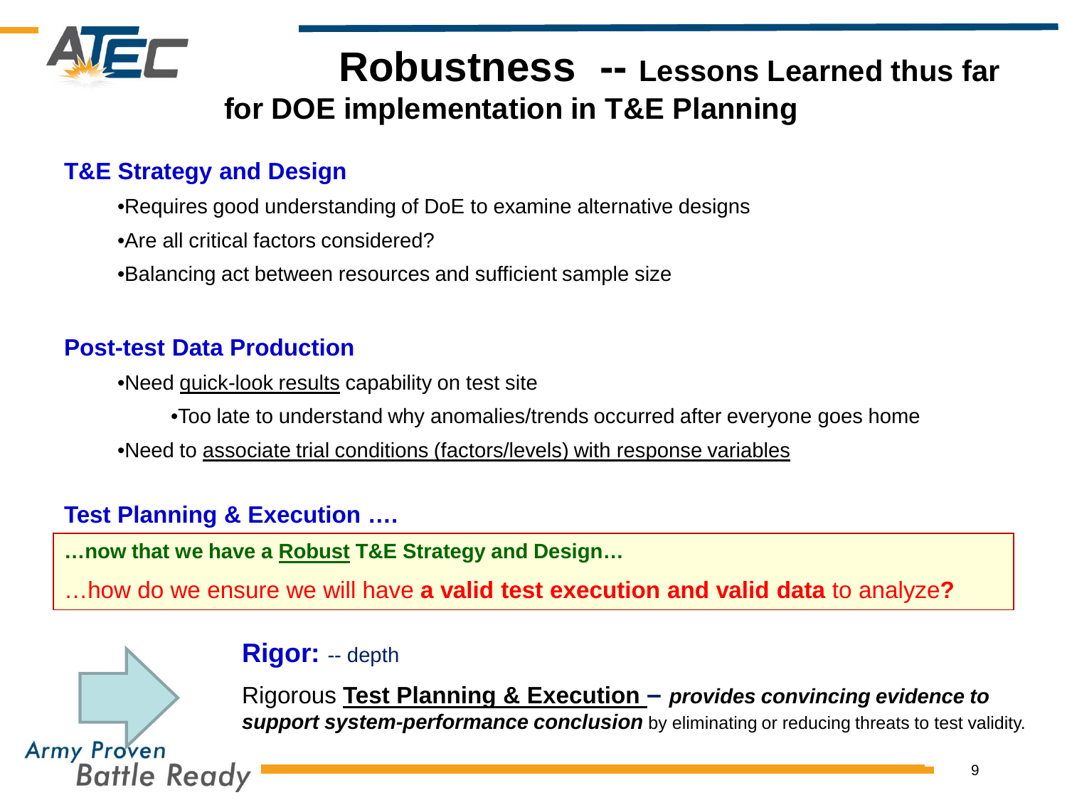# Robustness -- Lessons Learned thus far for DOE implementation in T&E Planning

## T&E Strategy and Design

- Requires good understanding of DoE to examine alternative designs
- Are all critical factors considered?
- Balancing act between resources and sufficient sample size

## Post-test Data Production

- Need quick-look results capability on test site
  - Too late to understand why anomalies/trends occurred after everyone goes home
- Need to associate trial conditions (factors/levels) with response variables

## Test Planning & Execution ….

**…now that we have a Robust T&E Strategy and Design…**

…how do we ensure we will have **a valid test execution and valid data** to analyze**?**

**Rigor:** -- depth

Rigorous **Test Planning & Execution –** ***provides convincing evidence to support system-performance conclusion*** by eliminating or reducing threats to test validity.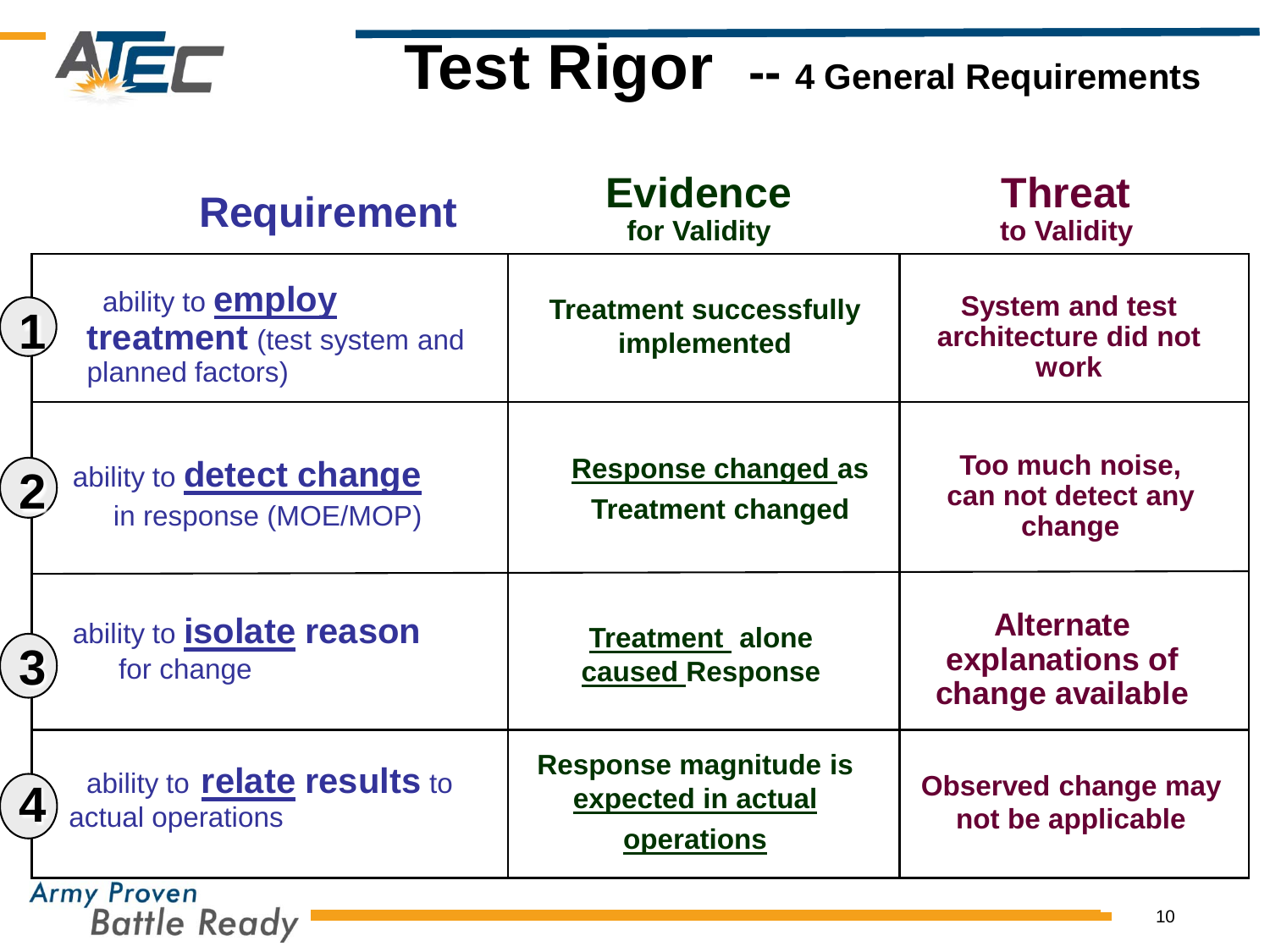# Test Rigor -- 4 General Requirements

| | Requirement | Evidence for Validity | Threat to Validity |
|---|---|---|---|
| 1 | ability to **employ treatment** (test system and planned factors) | Treatment successfully implemented | System and test architecture did not work |
| 2 | ability to **detect change** in response (MOE/MOP) | Response changed as Treatment changed | Too much noise, can not detect any change |
| 3 | ability to **isolate reason** for change | Treatment alone caused Response | Alternate explanations of change available |
| 4 | ability to **relate results** to actual operations | Response magnitude is expected in actual operations | Observed change may not be applicable |

Army Proven
Battle Ready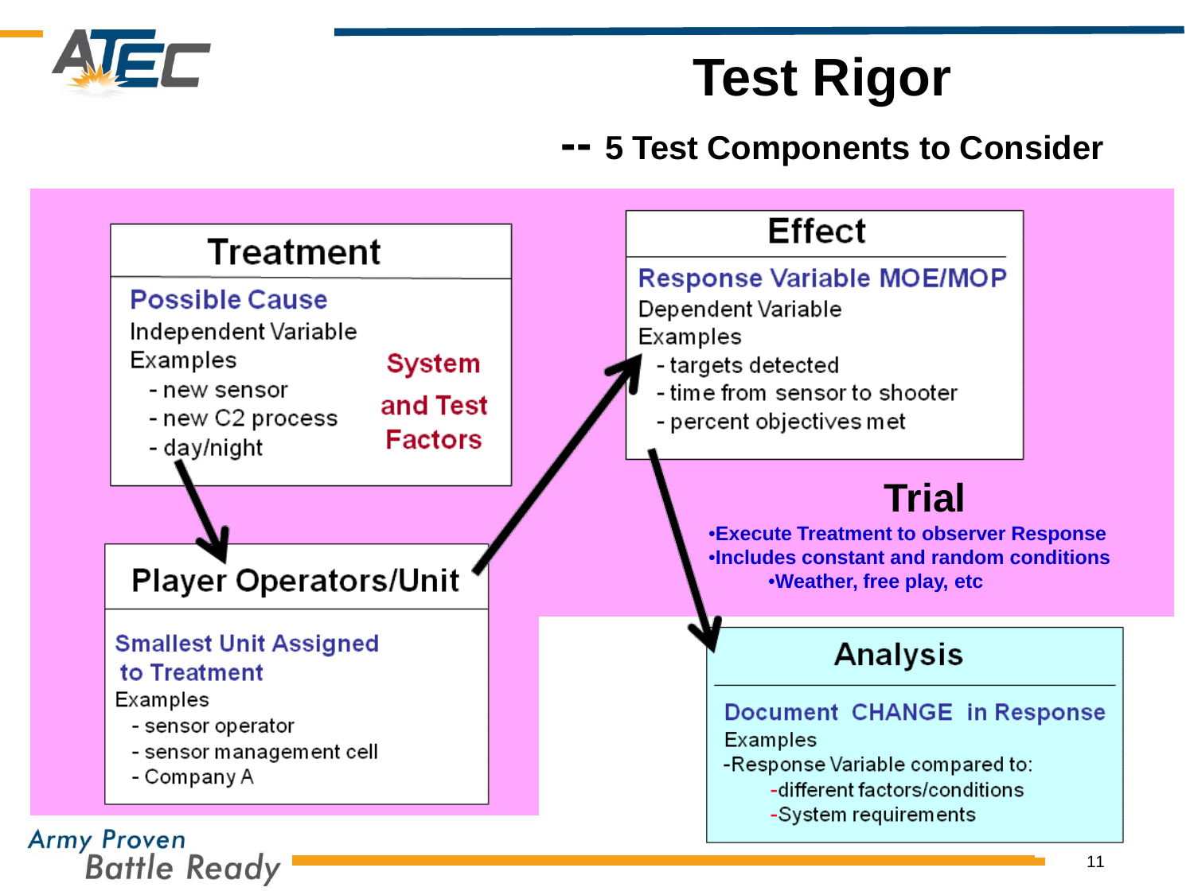# Test Rigor

## -- 5 Test Components to Consider

### Treatment

**Possible Cause**

Independent Variable

Examples

- new sensor
- new C2 process
- day/night

**System and Test Factors**

### Player Operators/Unit

**Smallest Unit Assigned to Treatment**

Examples

- sensor operator
- sensor management cell
- Company A

### Effect

**Response Variable MOE/MOP**

Dependent Variable

Examples

- targets detected
- time from sensor to shooter
- percent objectives met

### Trial

- Execute Treatment to observer Response
- Includes constant and random conditions
  - Weather, free play, etc

### Analysis

**Document CHANGE in Response**

Examples

-Response Variable compared to:

- -different factors/conditions
- -System requirements

*Army Proven Battle Ready*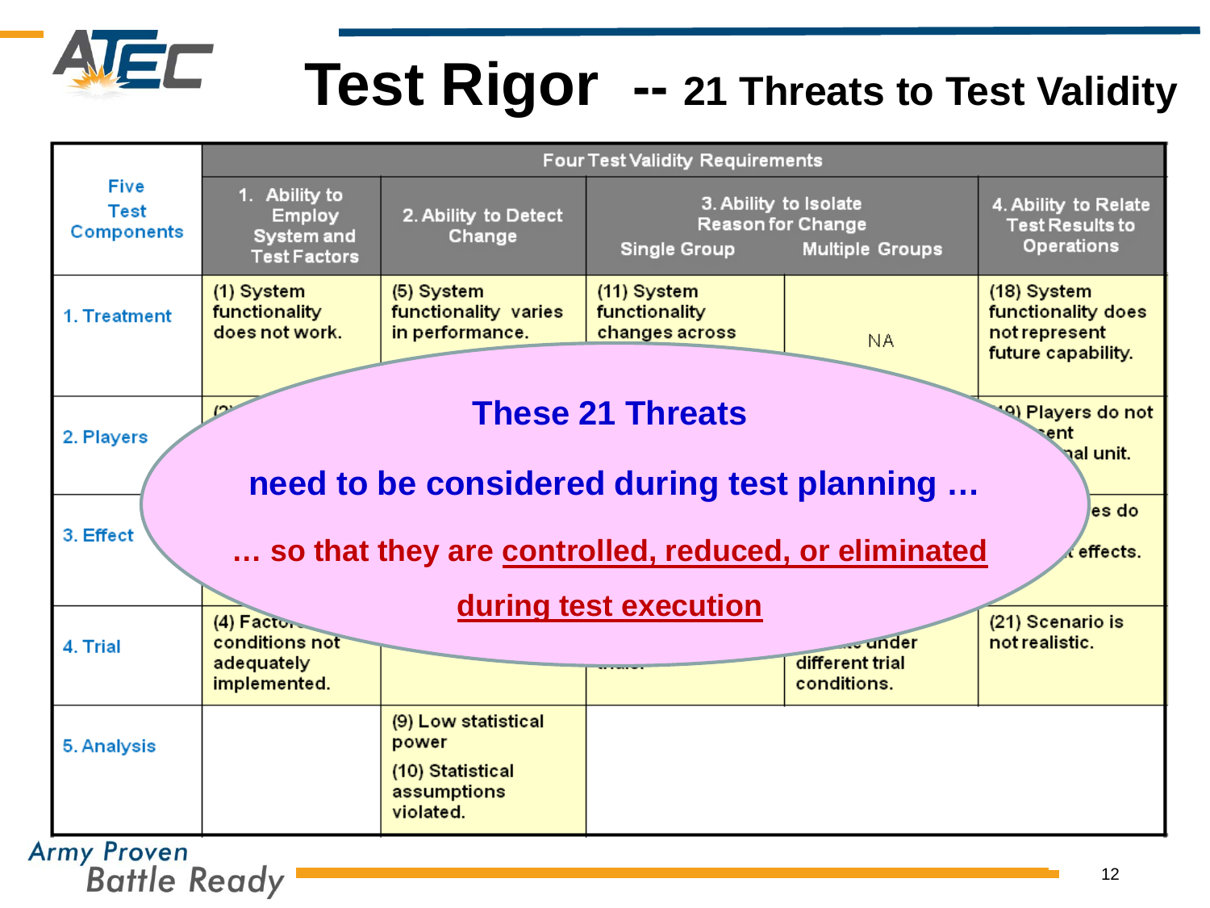# Test Rigor -- 21 Threats to Test Validity

| Five Test Components | Four Test Validity Requirements | | | | |
|---|---|---|---|---|---|
| | 1. Ability to Employ System and Test Factors | 2. Ability to Detect Change | 3. Ability to Isolate Reason for Change | | 4. Ability to Relate Test Results to Operations |
| | | | Single Group | Multiple Groups | |
| 1. Treatment | (1) System functionality does not work. | (5) System functionality varies in performance. | (11) System functionality changes across | NA | (18) System functionality does not represent future capability. |
| 2. Players | (2 | | | | (19) Players do not ...ent ...al unit. |
| 3. Effect | | | | | ...es do ... effects. |
| 4. Trial | (4) Facto... conditions not adequately implemented. | | ...trials. | ...under different trial conditions. | (21) Scenario is not realistic. |
| 5. Analysis | | (9) Low statistical power<br>(10) Statistical assumptions violated. | | | |

**These 21 Threats**

**need to be considered during test planning …**

**… so that they are <u>controlled, reduced, or eliminated</u>**

**<u>during test execution</u>**

*Army Proven*
*Battle Ready*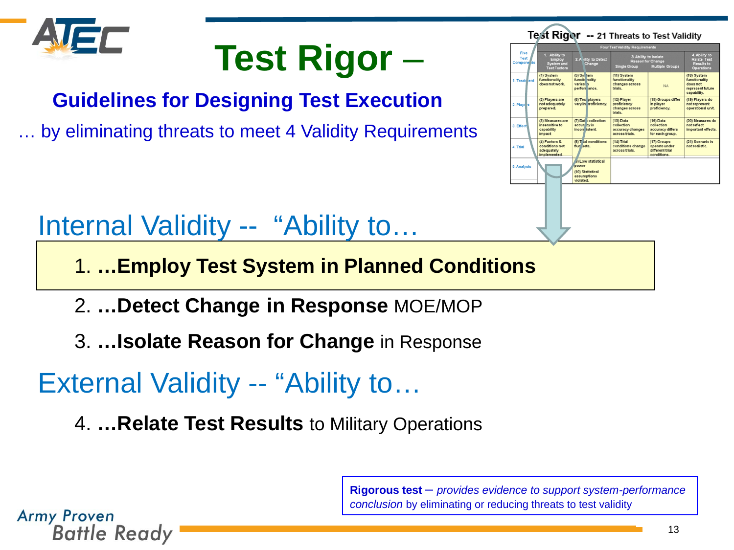# Test Rigor –

## Guidelines for Designing Test Execution

… by eliminating threats to meet 4 Validity Requirements

**Test Rigor -- 21 Threats to Test Validity**

| Five Test Components | Four Test Validity Requirements | | | | |
|---|---|---|---|---|---|
| | 1. Ability to Employ System and Test Factors | 2. Ability to Detect Change | 3. Ability to Isolate Reason for Change | | 4. Ability to Relate Test Results to Operations |
| | | | Single Group | Multiple Groups | |
| 1. Treatment | (1) System functionality does not work. | (5) System functionality varies in performance. | (11) System functionality changes across trials. | NA | (18) System functionality does not represent future capability. |
| 2. Players | (2) Players are not adequately prepared. | (6) Test players vary in proficiency. | (12) Player proficiency changes across trials. | (15) Groups differ in player proficiency. | (19) Players do not represent operational unit. |
| 3. Effect | (3) Measures are insensitive to capability impact | (7) Data collection accuracy is inconsistent. | (13) Data collection accuracy changes across trials. | (16) Data collection accuracy differs for each group. | (20) Measures do not reflect important effects. |
| 4. Trial | (4) Factors & conditions not adequately implemented | (8) Trial conditions fluctuate. | (14) Trial conditions change across trials. | (17) Groups operate under different trial conditions. | (21) Scenario is not realistic. |
| 5. Analysis | | (9) Low statistical power (10) Statistical assumptions violated. | | | |

## Internal Validity -- "Ability to…

1. **…Employ Test System in Planned Conditions**
2. **…Detect Change in Response** MOE/MOP
3. **…Isolate Reason for Change** in Response

## External Validity -- "Ability to…

4. **…Relate Test Results** to Military Operations

**Rigorous test** – *provides evidence to support system-performance conclusion* by eliminating or reducing threats to test validity

Army Proven
Battle Ready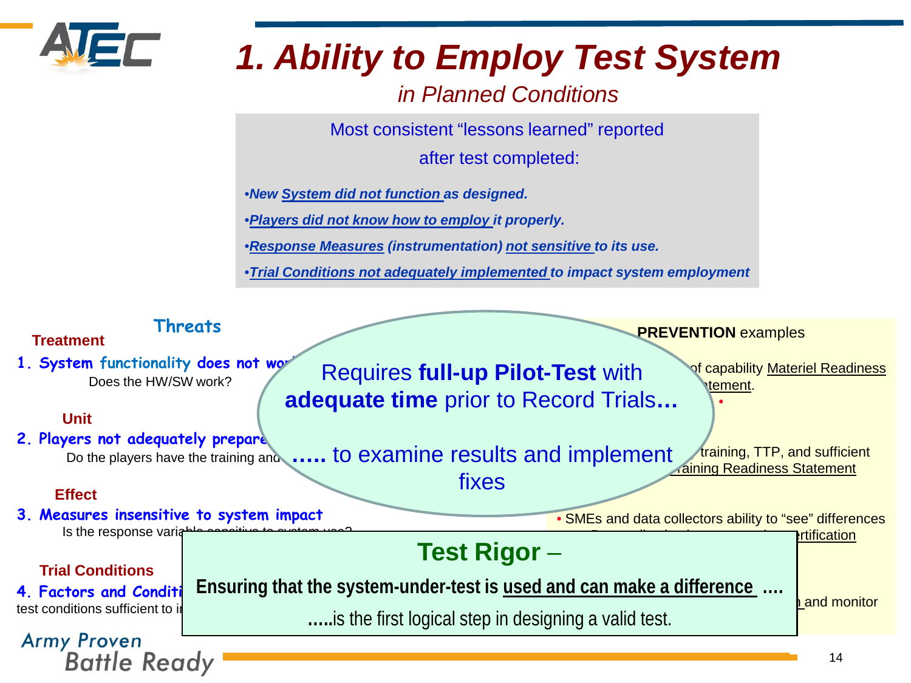# 1. Ability to Employ Test System

*in Planned Conditions*

Most consistent "lessons learned" reported after test completed:

- ***New System did not function as designed.***
- ***Players did not know how to employ it properly.***
- ***Response Measures (instrumentation) not sensitive to its use.***
- ***Trial Conditions not adequately implemented to impact system employment***

## Threats

**Treatment**

**1. System functionality does not wo**

Does the HW/SW work?

**Unit**

**2. Players not adequately prepare**

Do the players have the training and

**Effect**

**3. Measures insensitive to system impact**

Is the response varia

**Trial Conditions**

**4. Factors and Conditi**

test conditions sufficient to i

**PREVENTION** examples

of capability Materiel Readiness tement.

training, TTP, and sufficient raining Readiness Statement

- SMEs and data collectors ability to "see" differences ertification

and monitor

Requires **full-up Pilot-Test** with **adequate time** prior to Record Trials**…**

**…..** to examine results and implement fixes

**Test Rigor** –

**Ensuring that the system-under-test is used and can make a difference ….**

**…..**is the first logical step in designing a valid test.

Army Proven
Battle Ready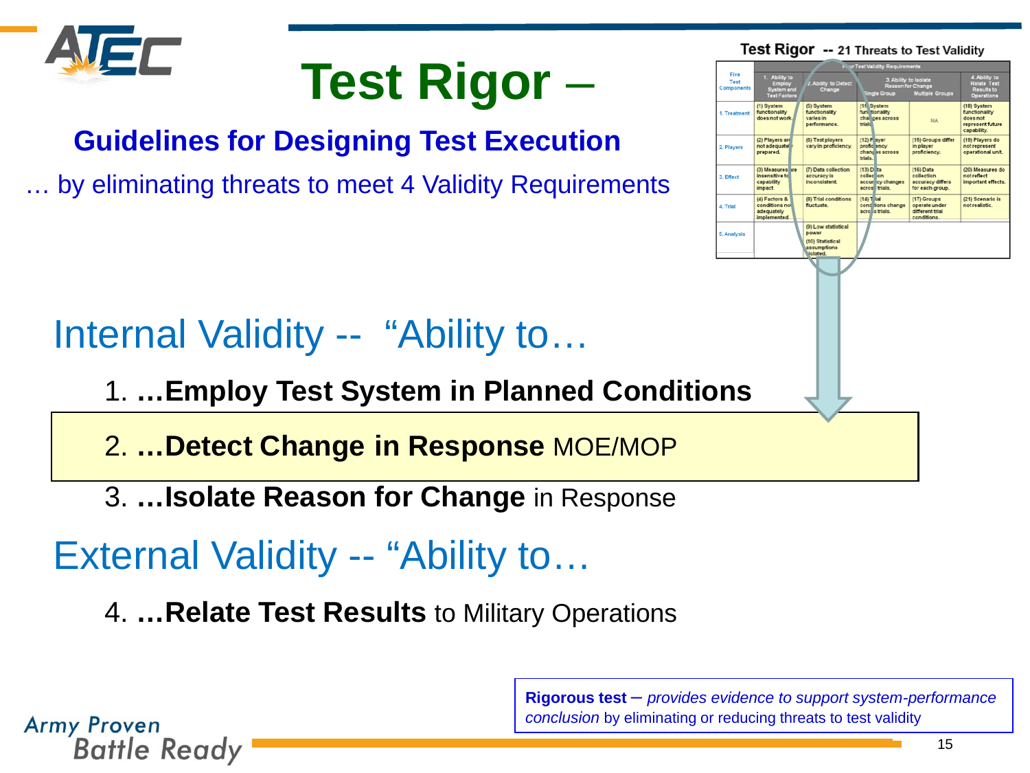# Test Rigor –

## Guidelines for Designing Test Execution

… by eliminating threats to meet 4 Validity Requirements

**Test Rigor -- 21 Threats to Test Validity**

| Five Test Components | Four Test Validity Requirements | | | | |
|---|---|---|---|---|---|
| | 1. Ability to Employ System and Test Factors | 2. Ability to Detect Change | 3. Ability to Isolate Reason for Change: Single Group | 3. Ability to Isolate Reason for Change: Multiple Groups | 4. Ability to Relate Test Results to Operations |
| 1. Treatment | (1) System functionality does not work. | (5) System functionality varies in performance. | (11) System functionality changes across trials. | NA | (18) System functionality does not represent future capability. |
| 2. Players | (2) Players are not adequately prepared. | (6) Test players vary in proficiency. | (12) Player proficiency changes across trials. | (15) Groups differ in player proficiency. | (19) Players do not represent operational unit. |
| 3. Effect | (3) Measures are insensitive to capability impact | (7) Data collection accuracy is inconsistent. | (13) Data collection accuracy changes across trials. | (16) Data collection accuracy differs for each group. | (20) Measures do not reflect important effects. |
| 4. Trial | (4) Factors & conditions not adequately implemented. | (8) Trial conditions fluctuate. | (14) Trial conditions change across trials. | (17) Groups operate under different trial conditions. | (21) Scenario is not realistic. |
| 5. Analysis | | (9) Low statistical power (10) Statistical assumptions violated. | | | |

## Internal Validity -- "Ability to…

1. **…Employ Test System in Planned Conditions**
2. **…Detect Change in Response** MOE/MOP
3. **…Isolate Reason for Change** in Response

## External Validity -- "Ability to…

4. **…Relate Test Results** to Military Operations

**Rigorous test** – *provides evidence to support system-performance conclusion* by eliminating or reducing threats to test validity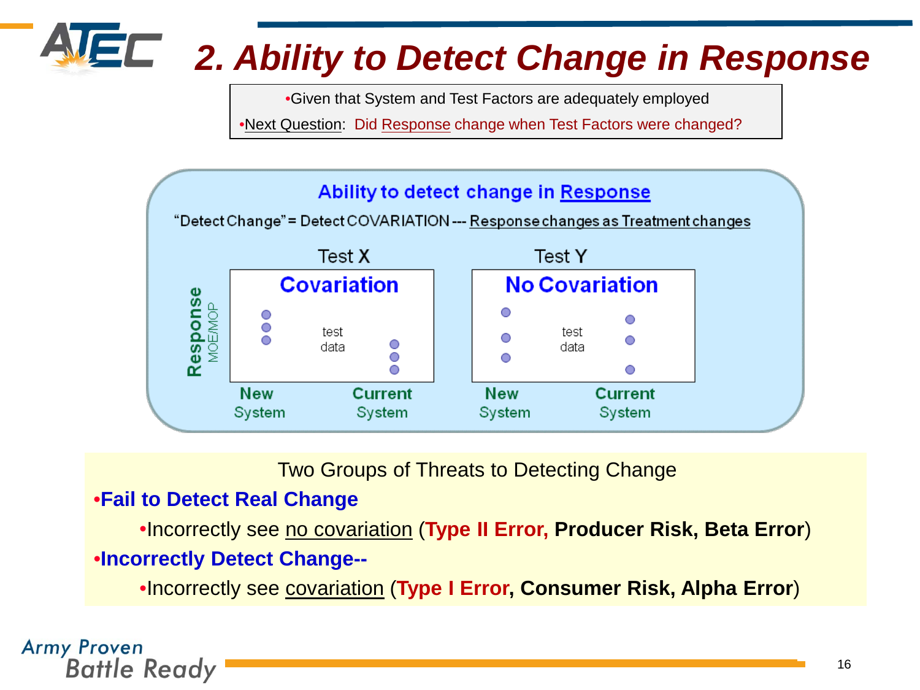# 2. Ability to Detect Change in Response

- Given that System and Test Factors are adequately employed
- Next Question: Did Response change when Test Factors were changed?

## Ability to detect change in Response

"Detect Change" = Detect COVARIATION --- Response changes as Treatment changes

Test X

Covariation

test data

Test Y

No Covariation

test data

Response

MOE/MOP

New System

Current System

New System

Current System

Two Groups of Threats to Detecting Change

- **Fail to Detect Real Change**
  - Incorrectly see no covariation (**Type II Error, Producer Risk, Beta Error**)
- **Incorrectly Detect Change--**
  - Incorrectly see covariation (**Type I Error, Consumer Risk, Alpha Error**)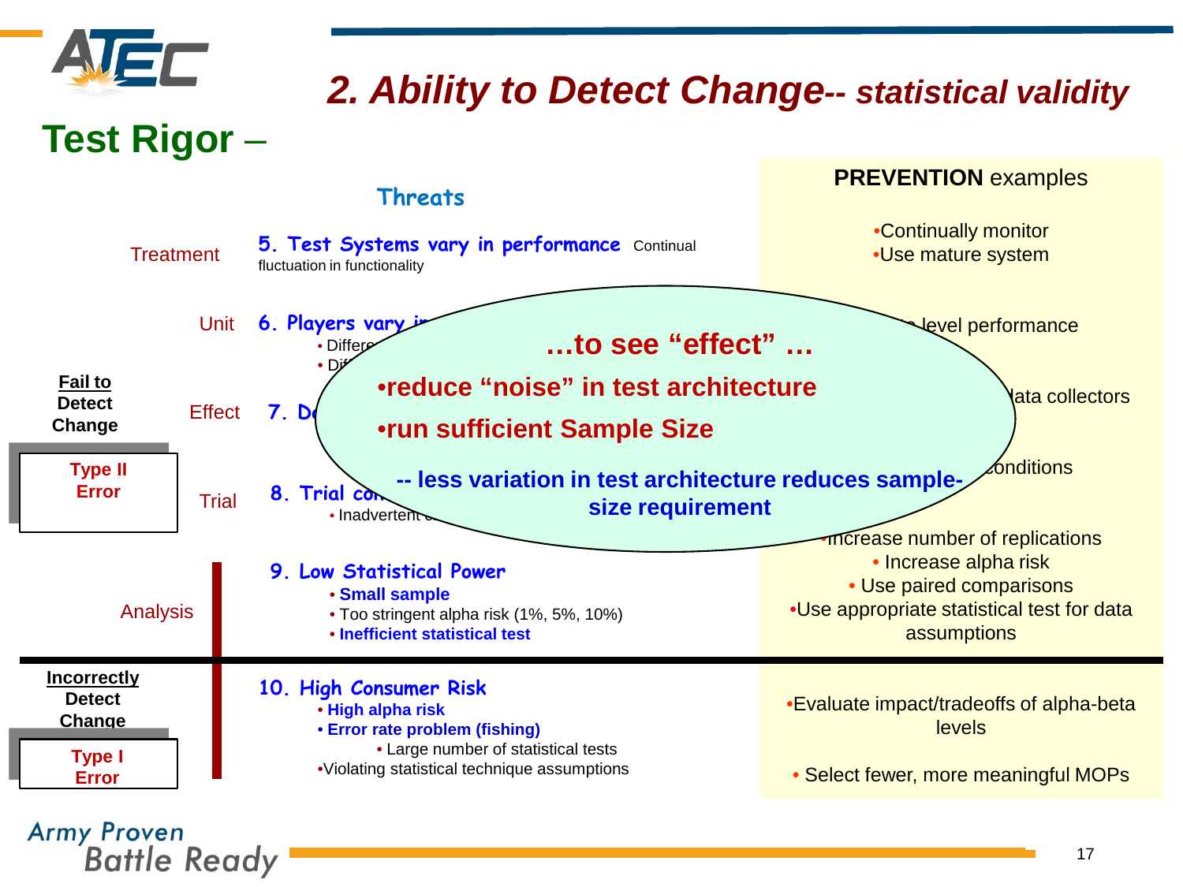# Test Rigor –

## 2. Ability to Detect Change-- statistical validity

**Threats**

**PREVENTION** examples

Treatment — **5. Test Systems vary in performance** Continual fluctuation in functionality

- •Continually monitor
- •Use mature system

Unit — **6. Players vary i**...

- Differe...
- Di...

...level performance

**Fail to Detect Change**

**Type II Error**

Effect — **7. D**...

...ata collectors

Trial — **8. Trial co**...

- Inadvertent ...

...onditions

**…to see "effect" …**

**•reduce "noise" in test architecture**

**•run sufficient Sample Size**

**-- less variation in test architecture reduces sample-size requirement**

Analysis — **9. Low Statistical Power**

- **Small sample**
- Too stringent alpha risk (1%, 5%, 10%)
- **Inefficient statistical test**

- •Increase number of replications
- Increase alpha risk
- Use paired comparisons
- •Use appropriate statistical test for data assumptions

**Incorrectly Detect Change**

**Type I Error**

**10. High Consumer Risk**

- **High alpha risk**
- **Error rate problem (fishing)**
  - Large number of statistical tests
- •Violating statistical technique assumptions

- •Evaluate impact/tradeoffs of alpha-beta levels
- Select fewer, more meaningful MOPs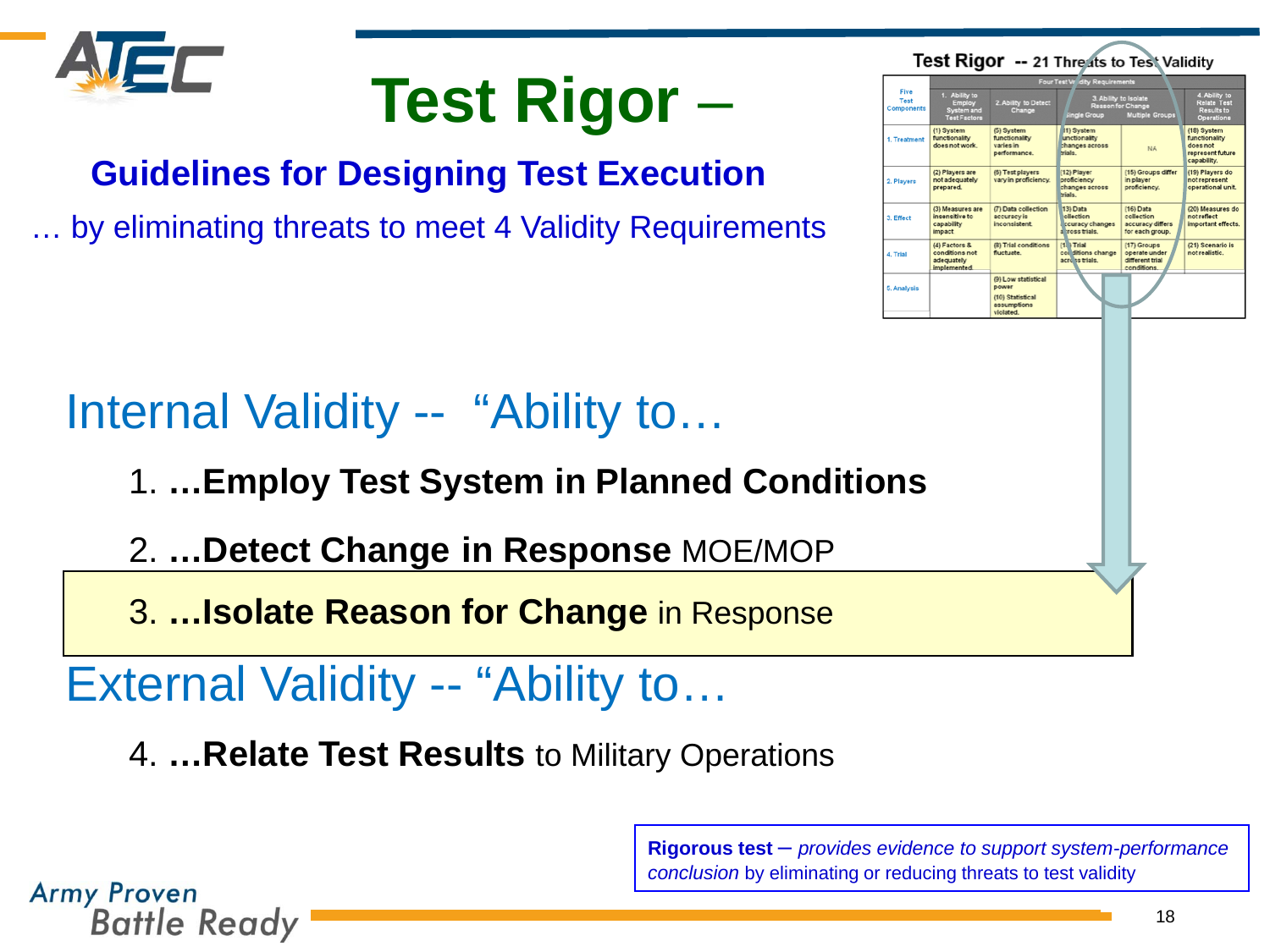# Test Rigor –

## Guidelines for Designing Test Execution

… by eliminating threats to meet 4 Validity Requirements

**Test Rigor -- 21 Threats to Test Validity**

| Five Test Components | 1. Ability to Employ System and Test Factors | 2. Ability to Detect Change | 3. Ability to Isolate Reason for Change: Single Group | 3. Ability to Isolate Reason for Change: Multiple Groups | 4. Ability to Relate Test Results to Operations |
|---|---|---|---|---|---|
| 1. Treatment | (1) System functionality does not work. | (5) System functionality varies in performance. | (11) System functionality changes across trials. | NA | (18) System functionality does not represent future capability. |
| 2. Players | (2) Players are not adequately prepared. | (6) Test players vary in proficiency. | (12) Player proficiency changes across trials. | (15) Groups differ in player proficiency. | (19) Players do not represent operational unit. |
| 3. Effect | (3) Measures are insensitive to capability impact | (7) Data collection accuracy is inconsistent. | (13) Data collection accuracy changes across trials. | (16) Data collection accuracy differs for each group. | (20) Measures do not reflect important effects. |
| 4. Trial | (4) Factors & conditions not adequately implemented | (8) Trial conditions fluctuate. | (14) Trial conditions change across trials. | (17) Groups operate under different trial conditions. | (21) Scenario is not realistic. |
| 5. Analysis | | (9) Low statistical power (10) Statistical assumptions violated. | | | |

## Internal Validity -- "Ability to…

1. **…Employ Test System in Planned Conditions**
2. **…Detect Change in Response** MOE/MOP
3. **…Isolate Reason for Change** in Response

## External Validity -- "Ability to…

4. **…Relate Test Results** to Military Operations

**Rigorous test** – *provides evidence to support system-performance conclusion* by eliminating or reducing threats to test validity

Army Proven Battle Ready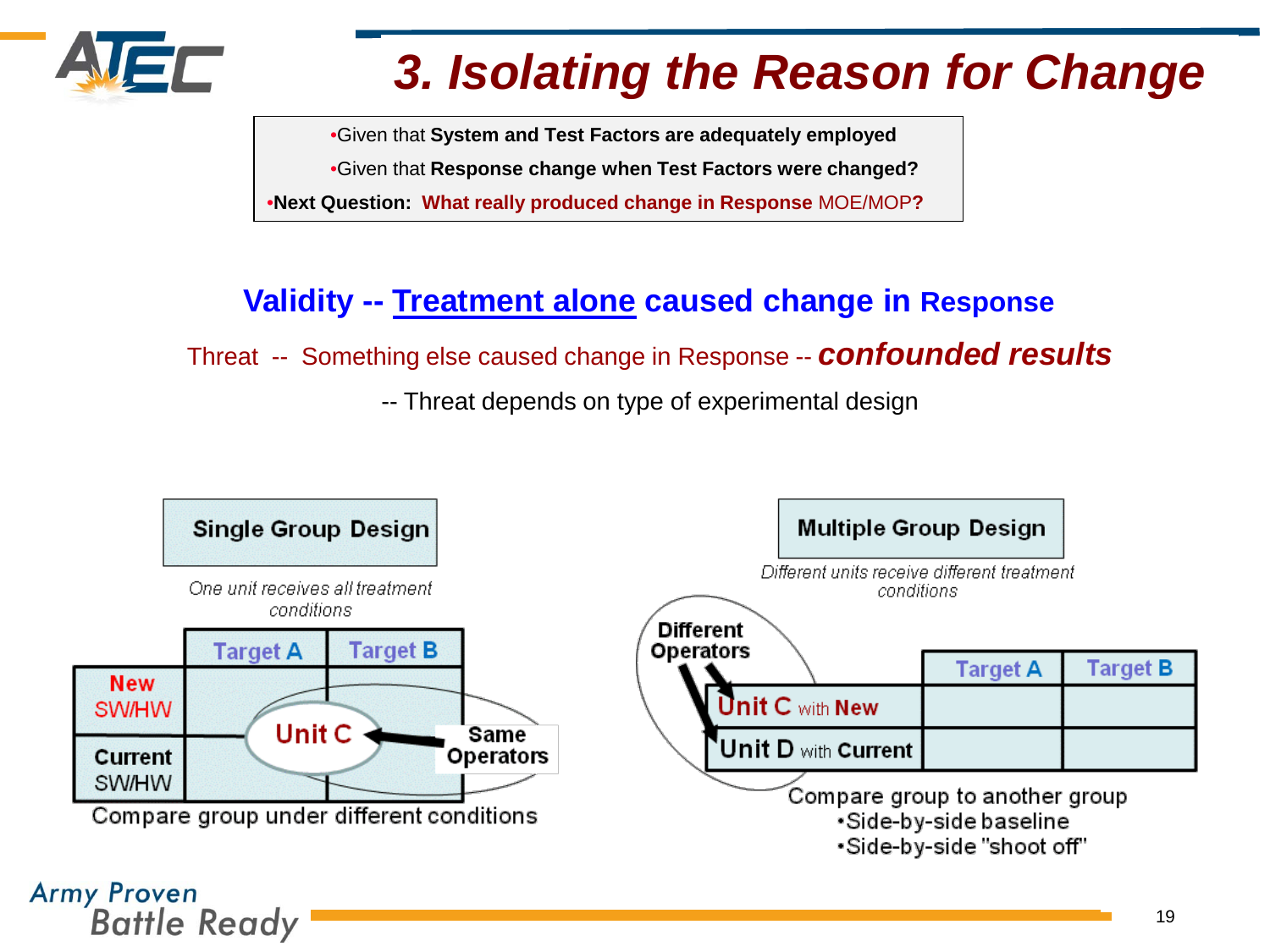# 3. Isolating the Reason for Change

- Given that **System and Test Factors are adequately employed**
- Given that **Response change when Test Factors were changed?**
- **Next Question: What really produced change in Response** MOE/MOP**?**

## Validity -- Treatment alone caused change in Response

Threat -- Something else caused change in Response -- ***confounded results***

-- Threat depends on type of experimental design

**Single Group Design**

*One unit receives all treatment conditions*

| | Target A | Target B |
|---|---|---|
| New SW/HW | Unit C | |
| Current SW/HW | | |

Same Operators

Compare group under different conditions

**Multiple Group Design**

*Different units receive different treatment conditions*

Different Operators

| | Target A | Target B |
|---|---|---|
| Unit C with New | | |
| Unit D with Current | | |

Compare group to another group
- Side-by-side baseline
- Side-by-side "shoot off"

Army Proven
Battle Ready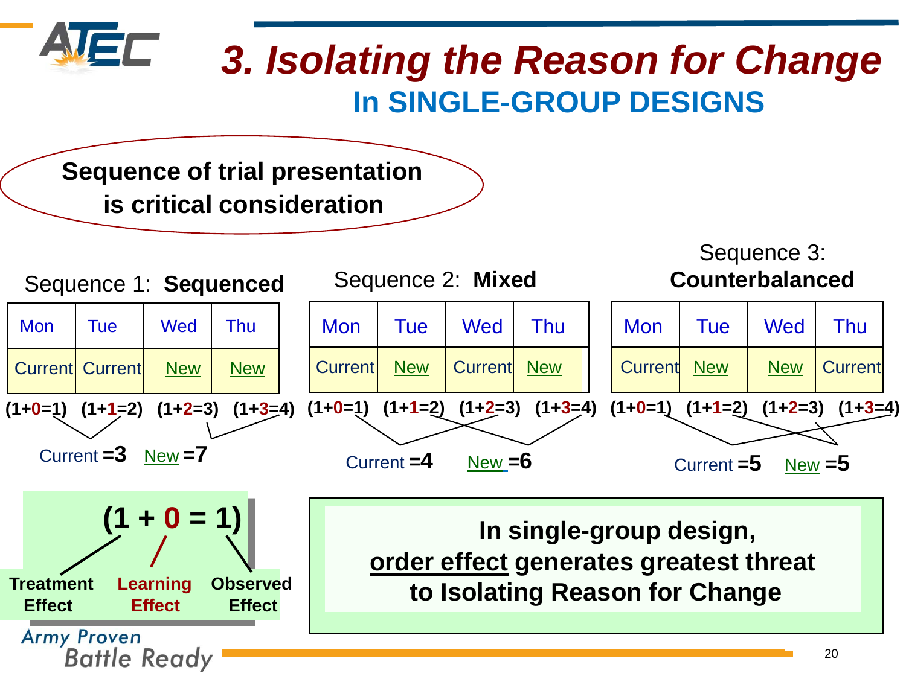# 3. Isolating the Reason for Change

## In SINGLE-GROUP DESIGNS

**Sequence of trial presentation is critical consideration**

### Sequence 1: **Sequenced**

| Mon | Tue | Wed | Thu |
|---|---|---|---|
| Current | Current | New | New |
| (1+0=1) | (1+1=2) | (1+2=3) | (1+3=4) |

Current **=3** New **=7**

### Sequence 2: **Mixed**

| Mon | Tue | Wed | Thu |
|---|---|---|---|
| Current | New | Current | New |
| (1+0=1) | (1+1=2) | (1+2=3) | (1+3=4) |

Current **=4** New **=6**

### Sequence 3: **Counterbalanced**

| Mon | Tue | Wed | Thu |
|---|---|---|---|
| Current | New | New | Current |
| (1+0=1) | (1+1=2) | (1+2=3) | (1+3=4) |

Current **=5** New **=5**

**(1 + 0 = 1)**

- **Treatment Effect**
- **Learning Effect**
- **Observed Effect**

**In single-group design, order effect generates greatest threat to Isolating Reason for Change**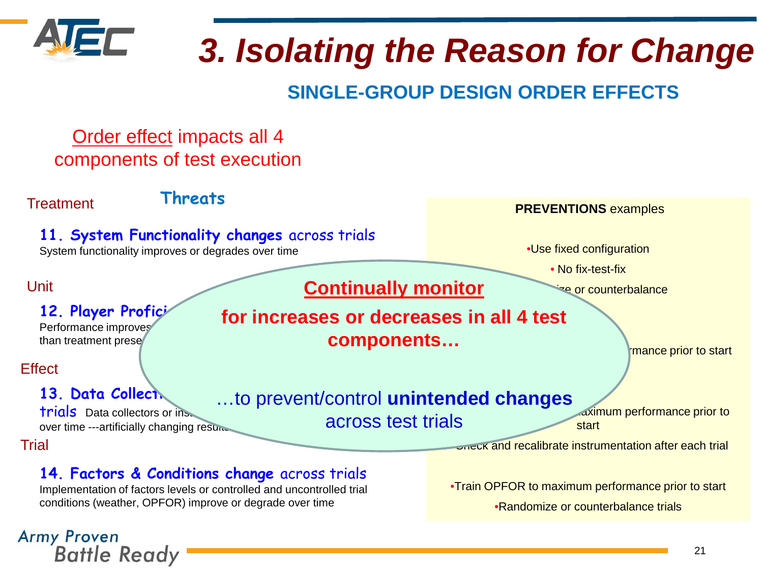# 3. Isolating the Reason for Change

## SINGLE-GROUP DESIGN ORDER EFFECTS

Order effect impacts all 4 components of test execution

Treatment

**Threats**

**11. System Functionality changes** across trials
System functionality improves or degrades over time

Unit

**12. Player Profici**
Performance improves
than treatment prese

Effect

**13. Data Collect**
trials Data collectors or ins
over time ---artificially changing resu

Trial

**14. Factors & Conditions change** across trials
Implementation of factors levels or controlled and uncontrolled trial conditions (weather, OPFOR) improve or degrade over time

**PREVENTIONS** examples

- Use fixed configuration
- No fix-test-fix
- ize or counterbalance

rmance prior to start

aximum performance prior to start

heck and recalibrate instrumentation after each trial

- Train OPFOR to maximum performance prior to start
- Randomize or counterbalance trials

**Continually monitor**

**for increases or decreases in all 4 test components…**

…to prevent/control **unintended changes** across test trials

Army Proven
Battle Ready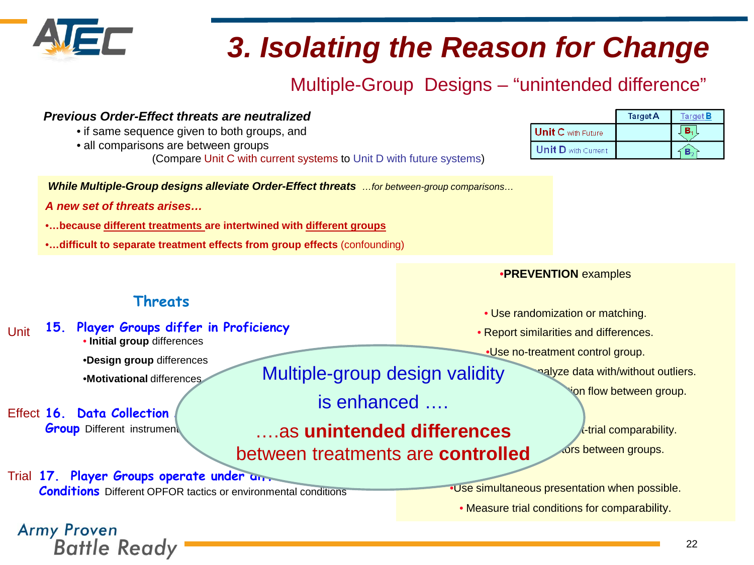# 3. Isolating the Reason for Change

## Multiple-Group Designs – "unintended difference"

***Previous Order-Effect threats are neutralized***

- if same sequence given to both groups, and
- all comparisons are between groups

(Compare Unit C with current systems to Unit D with future systems)

| | Target A | Target B |
|---|---|---|
| Unit C with Future | | B1 |
| Unit D with Current | | B2 |

***While Multiple-Group designs alleviate Order-Effect threats*** *…for between-group comparisons…*

***A new set of threats arises…***

- **…because different treatments are intertwined with different groups**
- **…difficult to separate treatment effects from group effects** (confounding)

### Threats

Unit **15. Player Groups differ in Proficiency**

- **Initial group** differences
- **Design group** differences
- **Motivational** differences

Effect **16. Data Collection** …
**Group** Different instrument…

Trial **17. Player Groups operate under di…**
**Conditions** Different OPFOR tactics or environmental conditions

**PREVENTION** examples

- Use randomization or matching.
- Report similarities and differences.
- Use no-treatment control group.
- …nalyze data with/without outliers.
- …ion flow between group.
- …-trial comparability.
- …tors between groups.
- Use simultaneous presentation when possible.
- Measure trial conditions for comparability.

Multiple-group design validity is enhanced ….

….as **unintended differences** between treatments are **controlled**

Army Proven Battle Ready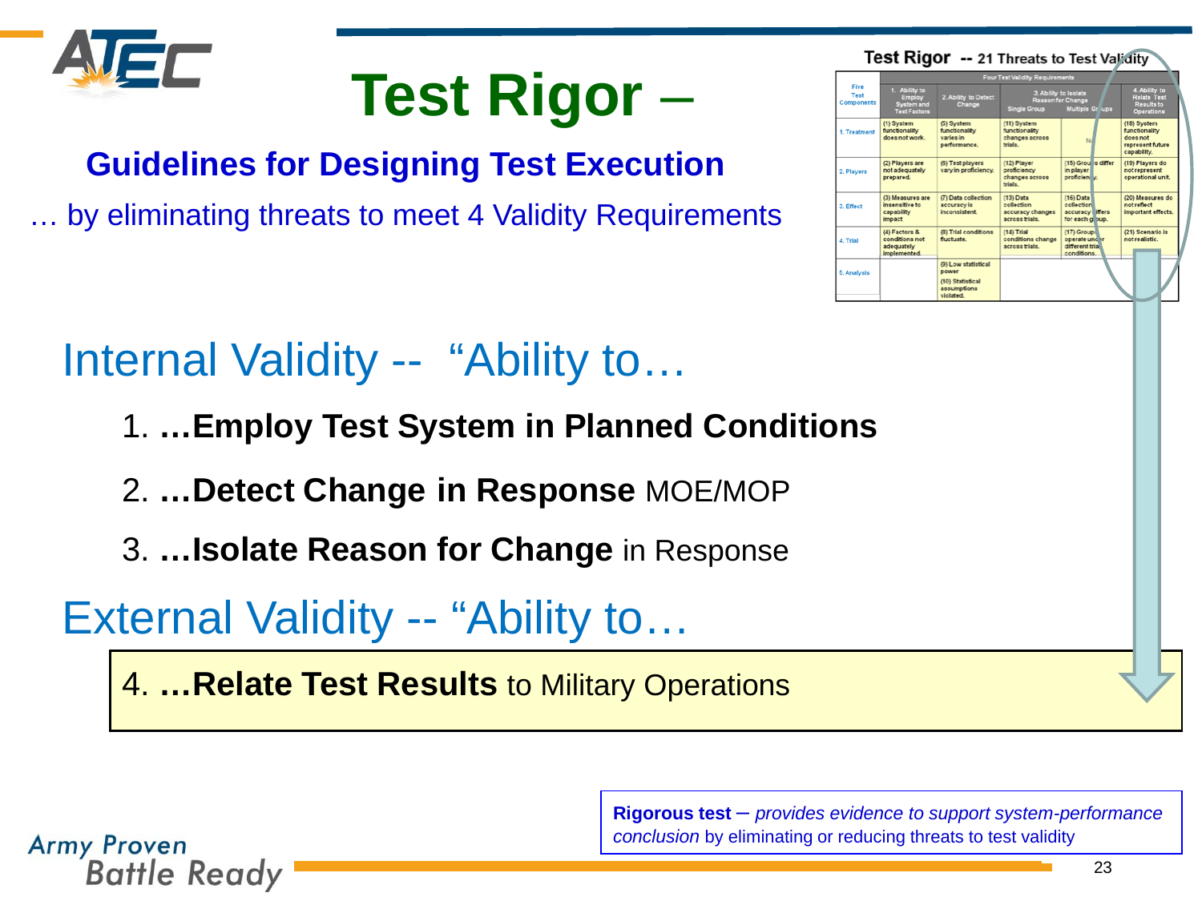# Test Rigor –

## Guidelines for Designing Test Execution

… by eliminating threats to meet 4 Validity Requirements

### Test Rigor -- 21 Threats to Test Validity

| Five Test Components | Four Test Validity Requirements | | | | |
|---|---|---|---|---|---|
| | 1. Ability to Employ System and Test Factors | 2. Ability to Detect Change | 3. Ability to Isolate Reason for Change | | 4. Ability to Relate Test Results to Operations |
| | | | Single Group | Multiple Groups | |
| 1. Treatment | (1) System functionality does not work. | (5) System functionality varies in performance. | (11) System functionality changes across trials. | NA | (18) System functionality does not represent future capability. |
| 2. Players | (2) Players are not adequately prepared. | (6) Test players vary in proficiency. | (12) Player proficiency changes across trials. | (15) Groups differ in player proficiency. | (19) Players do not represent operational unit. |
| 3. Effect | (3) Measures are insensitive to capability impact | (7) Data collection accuracy is inconsistent. | (13) Data collection accuracy changes across trials. | (16) Data collection accuracy differs for each group. | (20) Measures do not reflect important effects. |
| 4. Trial | (4) Factors & conditions not adequately implemented | (8) Trial conditions fluctuate. | (14) Trial conditions change across trials. | (17) Groups operate under different trial conditions. | (21) Scenario is not realistic. |
| 5. Analysis | | (9) Low statistical power (10) Statistical assumptions violated. | | | |

## Internal Validity -- "Ability to…

1. **…Employ Test System in Planned Conditions**
2. **…Detect Change in Response** MOE/MOP
3. **…Isolate Reason for Change** in Response

## External Validity -- "Ability to…

4. **…Relate Test Results** to Military Operations

**Rigorous test** – *provides evidence to support system-performance conclusion* by eliminating or reducing threats to test validity

Army Proven
Battle Ready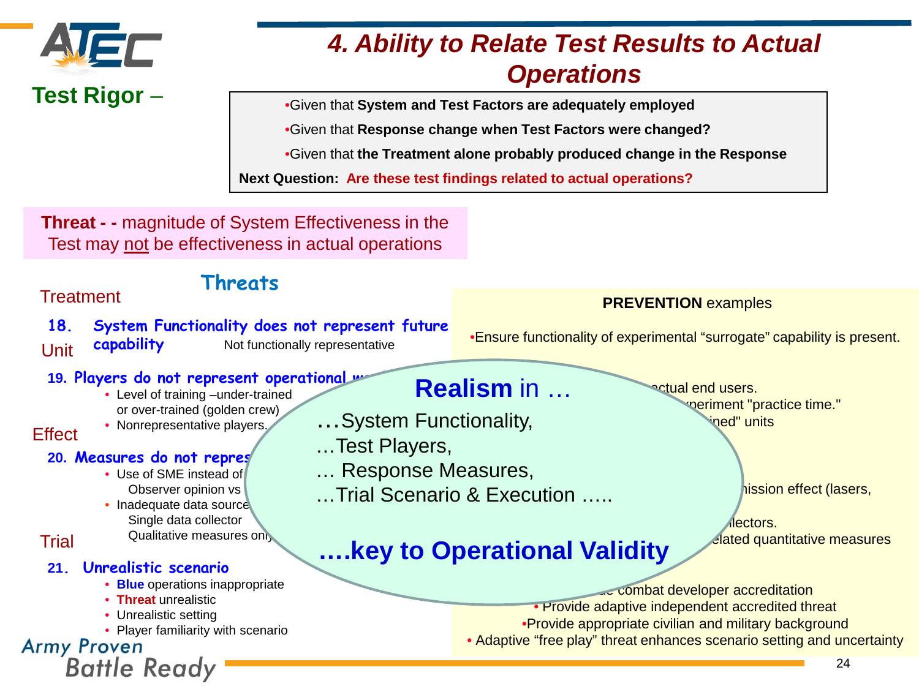Test Rigor –

# 4. Ability to Relate Test Results to Actual Operations

- Given that **System and Test Factors are adequately employed**
- Given that **Response change when Test Factors were changed?**
- Given that **the Treatment alone probably produced change in the Response**

**Next Question:** **Are these test findings related to actual operations?**

**Threat - -** magnitude of System Effectiveness in the Test may not be effectiveness in actual operations

## Threats

Treatment

Unit

**18. System Functionality does not represent future capability** Not functionally representative

**19. Players do not represent operational w...**
- Level of training –under-trained or over-trained (golden crew)
- Nonrepresentative players.

Effect

**20. Measures do not repres...**
- Use of SME instead of ... Observer opinion vs ...
- Inadequate data source... Single data collector; Qualitative measures onl...

Trial

**21. Unrealistic scenario**
- **Blue** operations inappropriate
- **Threat** unrealistic
- Unrealistic setting
- Player familiarity with scenario

**PREVENTION** examples

- Ensure functionality of experimental "surrogate" capability is present.
- ...ctual end users.
- ...xperiment "practice time."
- ...ined" units
- ...mission effect (lasers,
- ...llectors.
- ...elated quantitative measures
- ...e combat developer accreditation
- Provide adaptive independent accredited threat
- Provide appropriate civilian and military background
- Adaptive "free play" threat enhances scenario setting and uncertainty

**Realism** in …

…System Functionality,

…Test Players,

… Response Measures,

…Trial Scenario & Execution …..

**….key to Operational Validity**

Army Proven
Battle Ready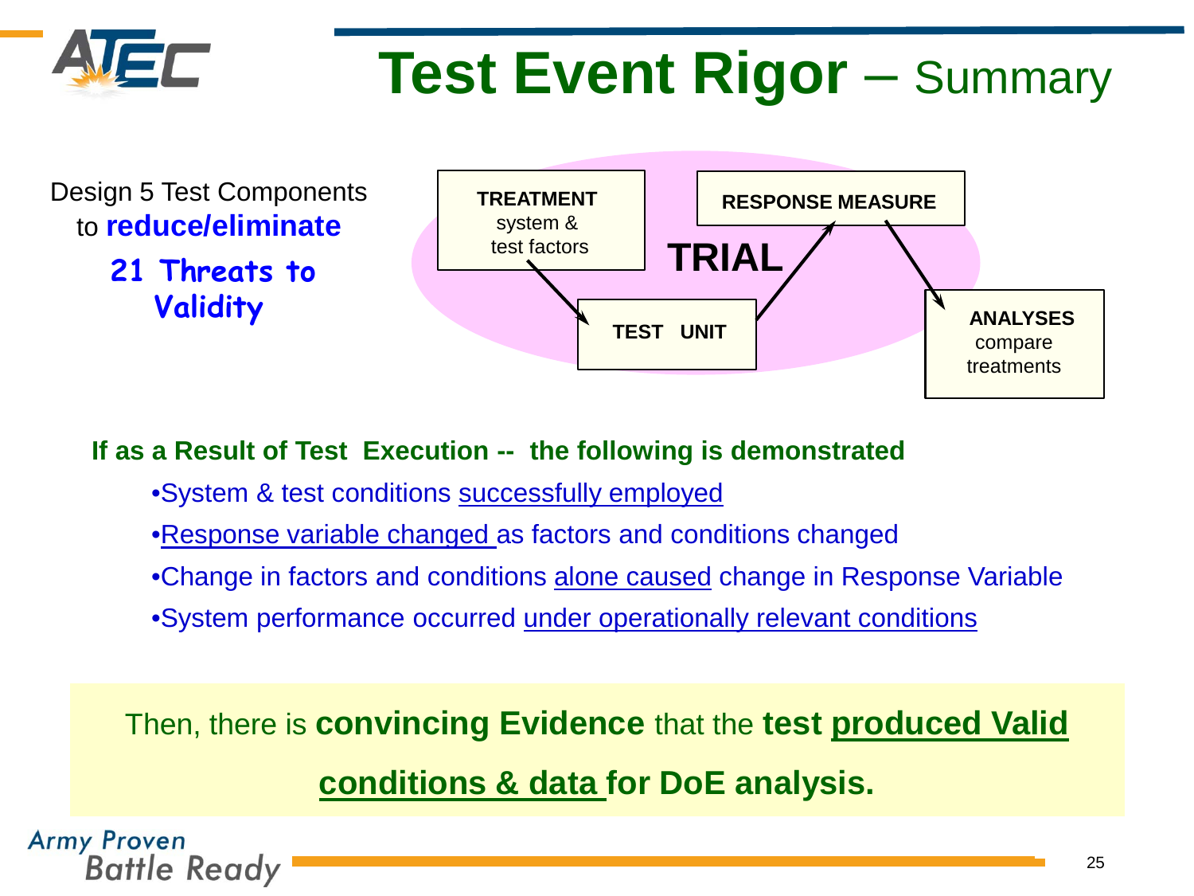# Test Event Rigor – Summary

Design 5 Test Components to **reduce/eliminate**

**21 Threats to Validity**

**TREATMENT**
system &
test factors

**RESPONSE MEASURE**

**TRIAL**

**TEST UNIT**

**ANALYSES**
compare
treatments

**If as a Result of Test Execution -- the following is demonstrated**

- System & test conditions successfully employed
- Response variable changed as factors and conditions changed
- Change in factors and conditions alone caused change in Response Variable
- System performance occurred under operationally relevant conditions

Then, there is **convincing Evidence** that the **test produced Valid conditions & data for DoE analysis.**

Army Proven
Battle Ready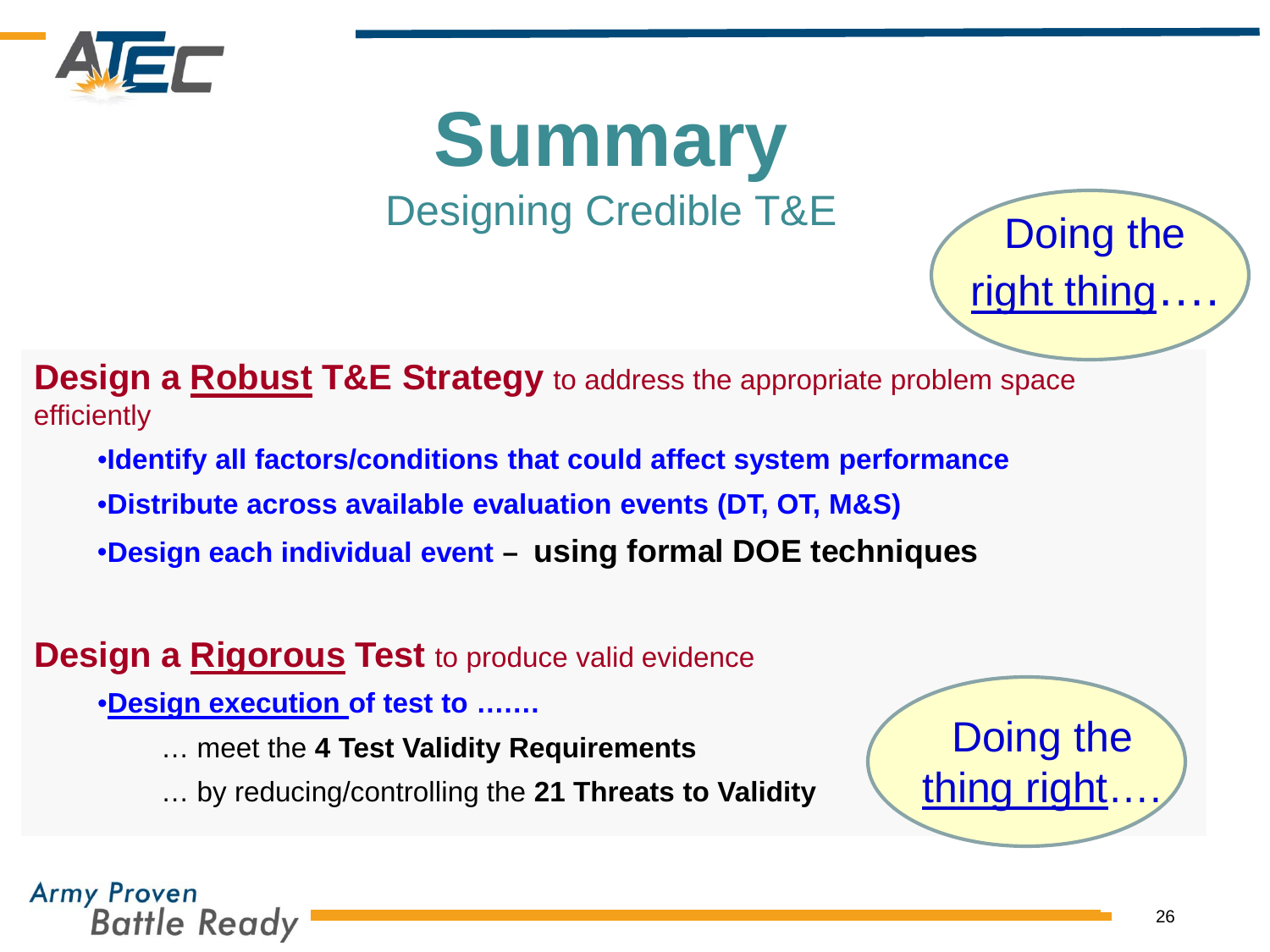# Summary

## Designing Credible T&E

Doing the right thing….

**Design a Robust T&E Strategy** to address the appropriate problem space efficiently

- **Identify all factors/conditions that could affect system performance**
- **Distribute across available evaluation events (DT, OT, M&S)**
- **Design each individual event – using formal DOE techniques**

**Design a Rigorous Test** to produce valid evidence

- **Design execution of test to …….**
  - … meet the **4 Test Validity Requirements**
  - … by reducing/controlling the **21 Threats to Validity**

Doing the thing right….

Army Proven
Battle Ready